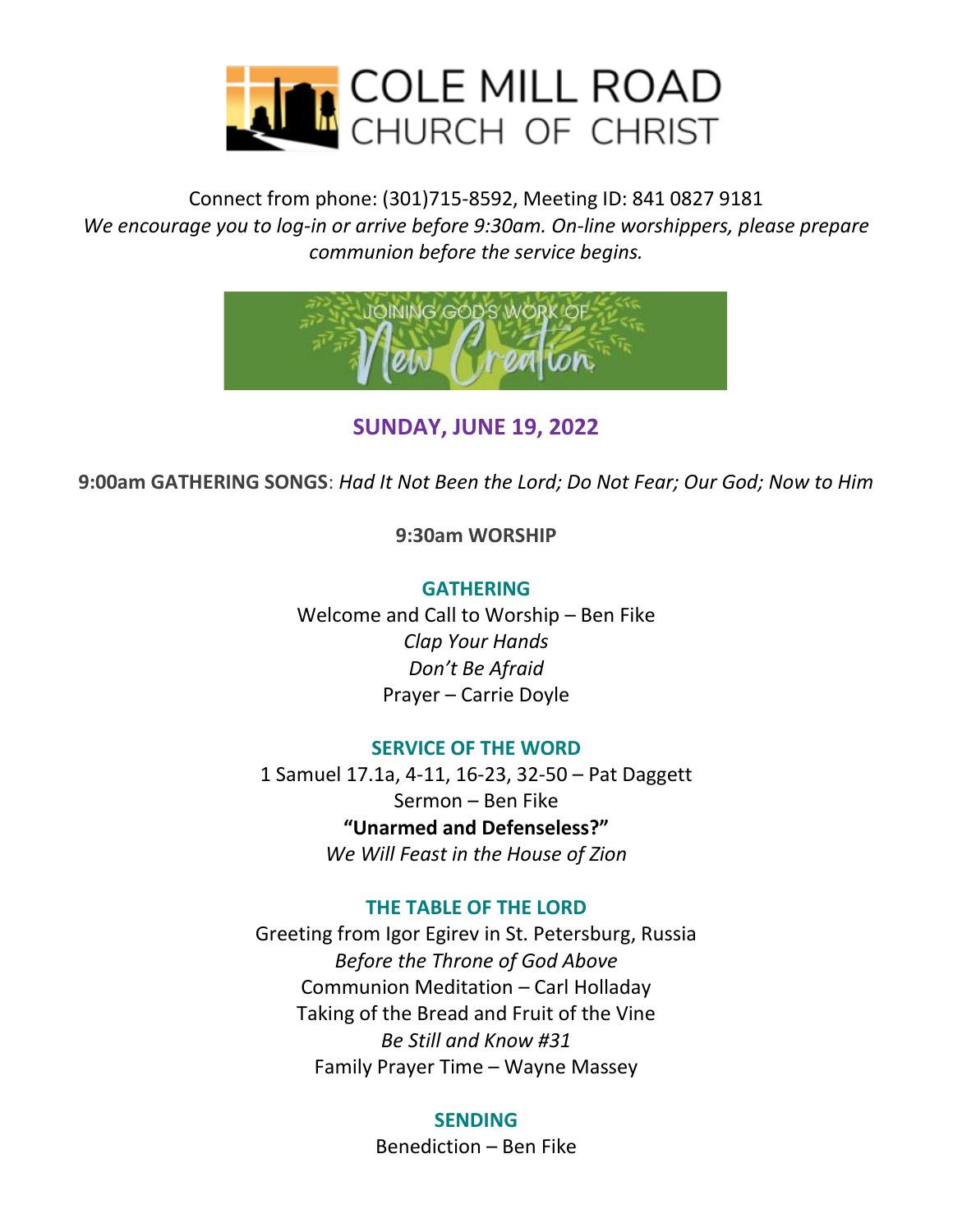# COLE MILL ROAD CHURCH OF CHRIST

Connect from phone: (301)715-8592, Meeting ID: 841 0827 9181

*We encourage you to log-in or arrive before 9:30am. On-line worshippers, please prepare communion before the service begins.*

JOINING GOD'S WORK OF New Creation

## SUNDAY, JUNE 19, 2022

**9:00am GATHERING SONGS**: *Had It Not Been the Lord; Do Not Fear; Our God; Now to Him*

**9:30am WORSHIP**

### GATHERING

Welcome and Call to Worship – Ben Fike

*Clap Your Hands*

*Don't Be Afraid*

Prayer – Carrie Doyle

### SERVICE OF THE WORD

1 Samuel 17.1a, 4-11, 16-23, 32-50 – Pat Daggett

Sermon – Ben Fike

**"Unarmed and Defenseless?"**

*We Will Feast in the House of Zion*

### THE TABLE OF THE LORD

Greeting from Igor Egirev in St. Petersburg, Russia

*Before the Throne of God Above*

Communion Meditation – Carl Holladay

Taking of the Bread and Fruit of the Vine

*Be Still and Know #31*

Family Prayer Time – Wayne Massey

### SENDING

Benediction – Ben Fike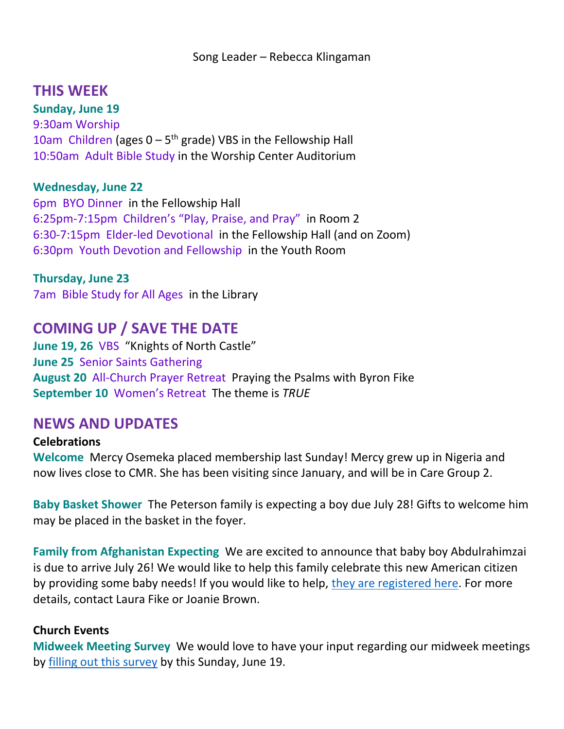Song Leader – Rebecca Klingaman

## THIS WEEK

**Sunday, June 19**
9:30am Worship
10am  Children (ages 0 – 5th grade) VBS in the Fellowship Hall
10:50am  Adult Bible Study in the Worship Center Auditorium

**Wednesday, June 22**
6pm  BYO Dinner  in the Fellowship Hall
6:25pm-7:15pm  Children's "Play, Praise, and Pray"  in Room 2
6:30-7:15pm  Elder-led Devotional  in the Fellowship Hall (and on Zoom)
6:30pm  Youth Devotion and Fellowship  in the Youth Room

**Thursday, June 23**
7am  Bible Study for All Ages  in the Library

## COMING UP / SAVE THE DATE

**June 19, 26**  VBS  "Knights of North Castle"
**June 25**  Senior Saints Gathering
**August 20**  All-Church Prayer Retreat  Praying the Psalms with Byron Fike
**September 10**  Women's Retreat  The theme is *TRUE*

## NEWS AND UPDATES

**Celebrations**

**Welcome**  Mercy Osemeka placed membership last Sunday! Mercy grew up in Nigeria and now lives close to CMR. She has been visiting since January, and will be in Care Group 2.

**Baby Basket Shower**  The Peterson family is expecting a boy due July 28! Gifts to welcome him may be placed in the basket in the foyer.

**Family from Afghanistan Expecting**  We are excited to announce that baby boy Abdulrahimzai is due to arrive July 26! We would like to help this family celebrate this new American citizen by providing some baby needs! If you would like to help, they are registered here. For more details, contact Laura Fike or Joanie Brown.

**Church Events**

**Midweek Meeting Survey**  We would love to have your input regarding our midweek meetings by filling out this survey by this Sunday, June 19.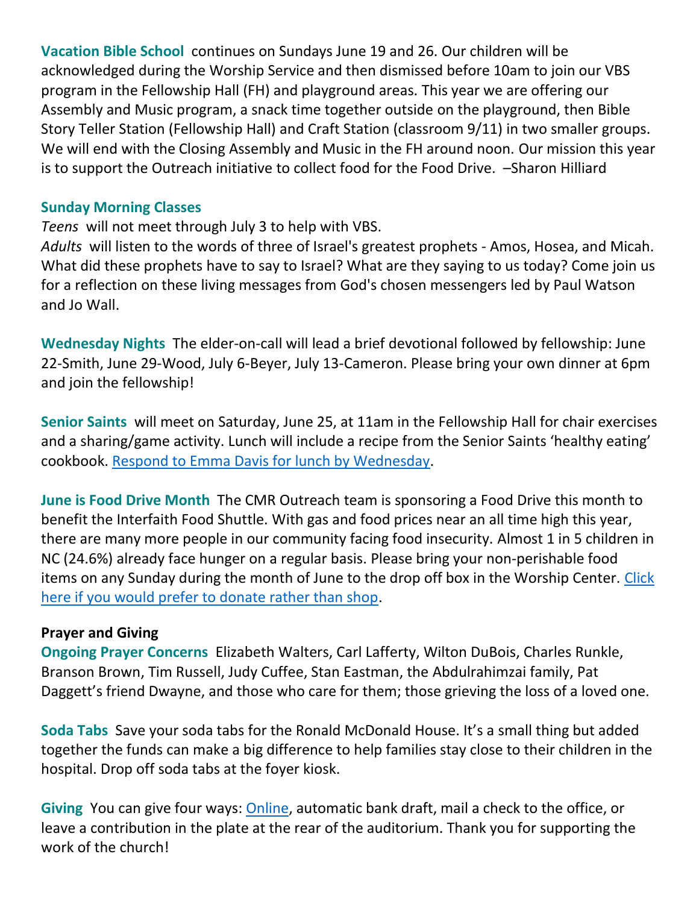**Vacation Bible School** continues on Sundays June 19 and 26. Our children will be acknowledged during the Worship Service and then dismissed before 10am to join our VBS program in the Fellowship Hall (FH) and playground areas. This year we are offering our Assembly and Music program, a snack time together outside on the playground, then Bible Story Teller Station (Fellowship Hall) and Craft Station (classroom 9/11) in two smaller groups. We will end with the Closing Assembly and Music in the FH around noon. Our mission this year is to support the Outreach initiative to collect food for the Food Drive. –Sharon Hilliard

**Sunday Morning Classes**

*Teens* will not meet through July 3 to help with VBS.

*Adults* will listen to the words of three of Israel's greatest prophets - Amos, Hosea, and Micah. What did these prophets have to say to Israel? What are they saying to us today? Come join us for a reflection on these living messages from God's chosen messengers led by Paul Watson and Jo Wall.

**Wednesday Nights** The elder-on-call will lead a brief devotional followed by fellowship: June 22-Smith, June 29-Wood, July 6-Beyer, July 13-Cameron. Please bring your own dinner at 6pm and join the fellowship!

**Senior Saints** will meet on Saturday, June 25, at 11am in the Fellowship Hall for chair exercises and a sharing/game activity. Lunch will include a recipe from the Senior Saints 'healthy eating' cookbook. Respond to Emma Davis for lunch by Wednesday.

**June is Food Drive Month** The CMR Outreach team is sponsoring a Food Drive this month to benefit the Interfaith Food Shuttle. With gas and food prices near an all time high this year, there are many more people in our community facing food insecurity. Almost 1 in 5 children in NC (24.6%) already face hunger on a regular basis. Please bring your non-perishable food items on any Sunday during the month of June to the drop off box in the Worship Center. Click here if you would prefer to donate rather than shop.

**Prayer and Giving**

**Ongoing Prayer Concerns** Elizabeth Walters, Carl Lafferty, Wilton DuBois, Charles Runkle, Branson Brown, Tim Russell, Judy Cuffee, Stan Eastman, the Abdulrahimzai family, Pat Daggett's friend Dwayne, and those who care for them; those grieving the loss of a loved one.

**Soda Tabs** Save your soda tabs for the Ronald McDonald House. It's a small thing but added together the funds can make a big difference to help families stay close to their children in the hospital. Drop off soda tabs at the foyer kiosk.

**Giving** You can give four ways: Online, automatic bank draft, mail a check to the office, or leave a contribution in the plate at the rear of the auditorium. Thank you for supporting the work of the church!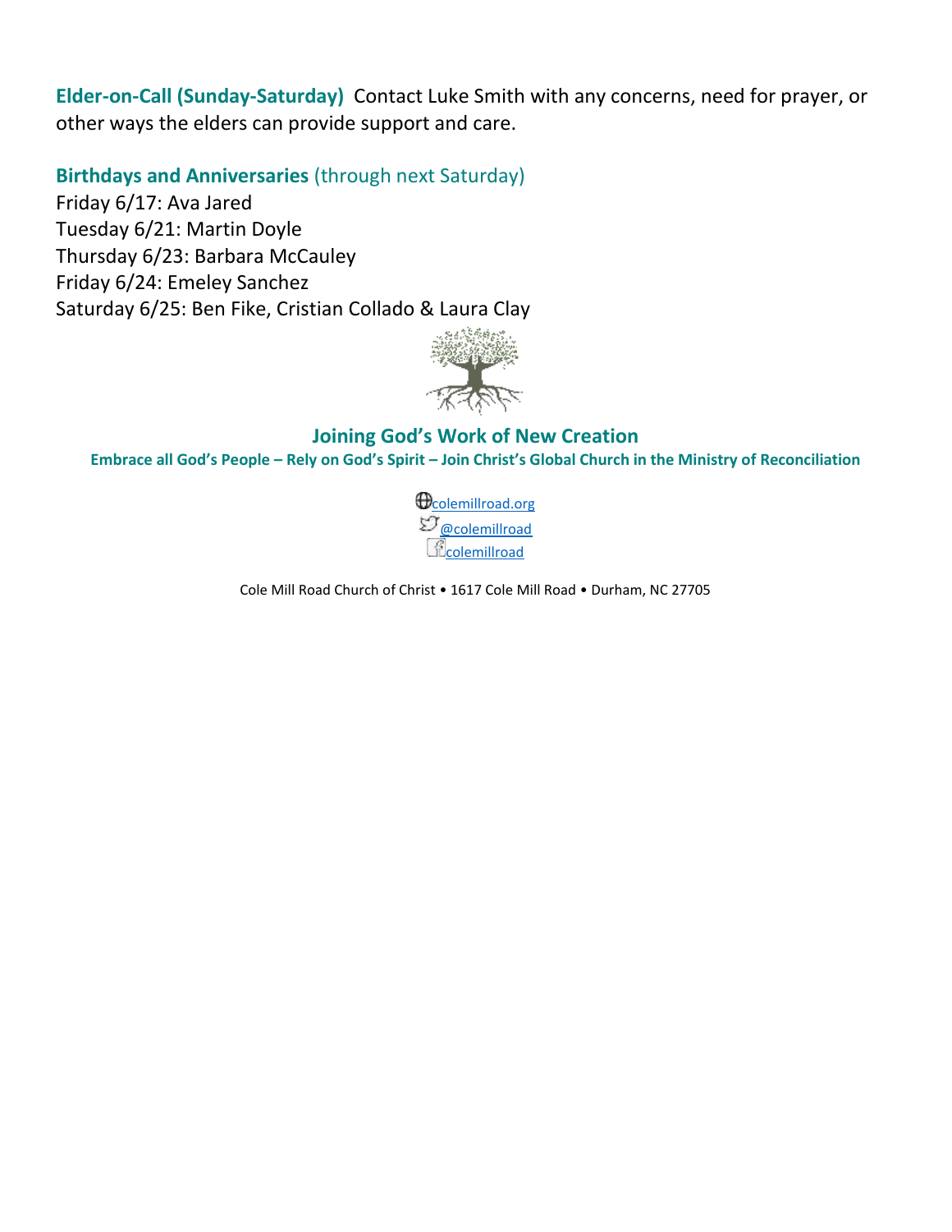**Elder-on-Call (Sunday-Saturday)** Contact Luke Smith with any concerns, need for prayer, or other ways the elders can provide support and care.

**Birthdays and Anniversaries** (through next Saturday)

Friday 6/17: Ava Jared
Tuesday 6/21: Martin Doyle
Thursday 6/23: Barbara McCauley
Friday 6/24: Emeley Sanchez
Saturday 6/25: Ben Fike, Cristian Collado & Laura Clay

## Joining God's Work of New Creation

**Embrace all God's People – Rely on God's Spirit – Join Christ's Global Church in the Ministry of Reconciliation**

colemillroad.org
@colemillroad
colemillroad

Cole Mill Road Church of Christ • 1617 Cole Mill Road • Durham, NC 27705